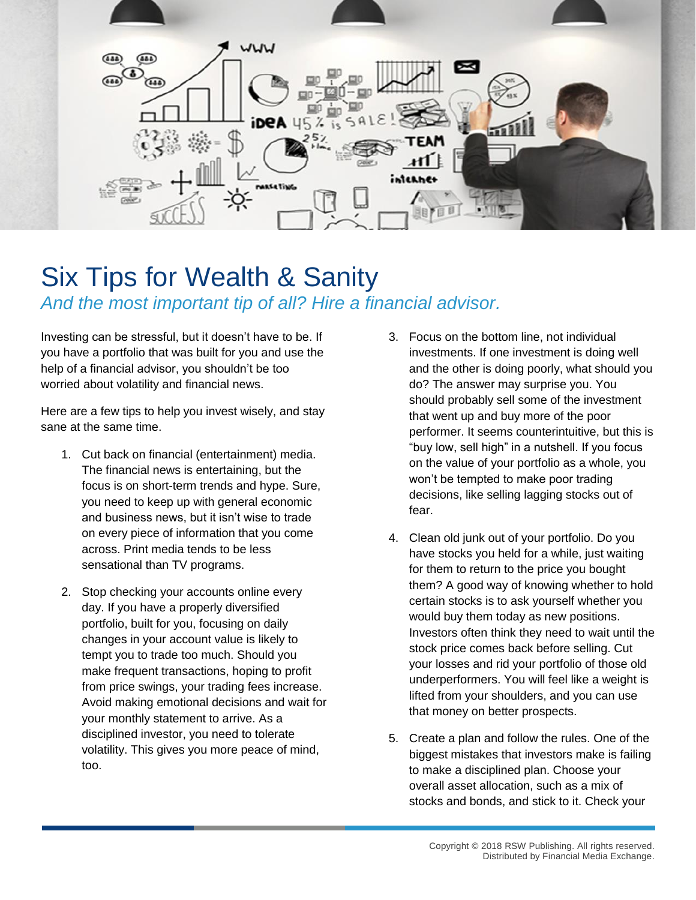# Six Tips for Wealth & Sanity

*And the most important tip of all? Hire a financial advisor.*

Investing can be stressful, but it doesn't have to be. If you have a portfolio that was built for you and use the help of a financial advisor, you shouldn't be too worried about volatility and financial news.

Here are a few tips to help you invest wisely, and stay sane at the same time.

1. Cut back on financial (entertainment) media. The financial news is entertaining, but the focus is on short-term trends and hype. Sure, you need to keep up with general economic and business news, but it isn't wise to trade on every piece of information that you come across. Print media tends to be less sensational than TV programs.

2. Stop checking your accounts online every day. If you have a properly diversified portfolio, built for you, focusing on daily changes in your account value is likely to tempt you to trade too much. Should you make frequent transactions, hoping to profit from price swings, your trading fees increase. Avoid making emotional decisions and wait for your monthly statement to arrive. As a disciplined investor, you need to tolerate volatility. This gives you more peace of mind, too.

3. Focus on the bottom line, not individual investments. If one investment is doing well and the other is doing poorly, what should you do? The answer may surprise you. You should probably sell some of the investment that went up and buy more of the poor performer. It seems counterintuitive, but this is "buy low, sell high" in a nutshell. If you focus on the value of your portfolio as a whole, you won't be tempted to make poor trading decisions, like selling lagging stocks out of fear.

4. Clean old junk out of your portfolio. Do you have stocks you held for a while, just waiting for them to return to the price you bought them? A good way of knowing whether to hold certain stocks is to ask yourself whether you would buy them today as new positions. Investors often think they need to wait until the stock price comes back before selling. Cut your losses and rid your portfolio of those old underperformers. You will feel like a weight is lifted from your shoulders, and you can use that money on better prospects.

5. Create a plan and follow the rules. One of the biggest mistakes that investors make is failing to make a disciplined plan. Choose your overall asset allocation, such as a mix of stocks and bonds, and stick to it. Check your

Copyright © 2018 RSW Publishing. All rights reserved.
Distributed by Financial Media Exchange.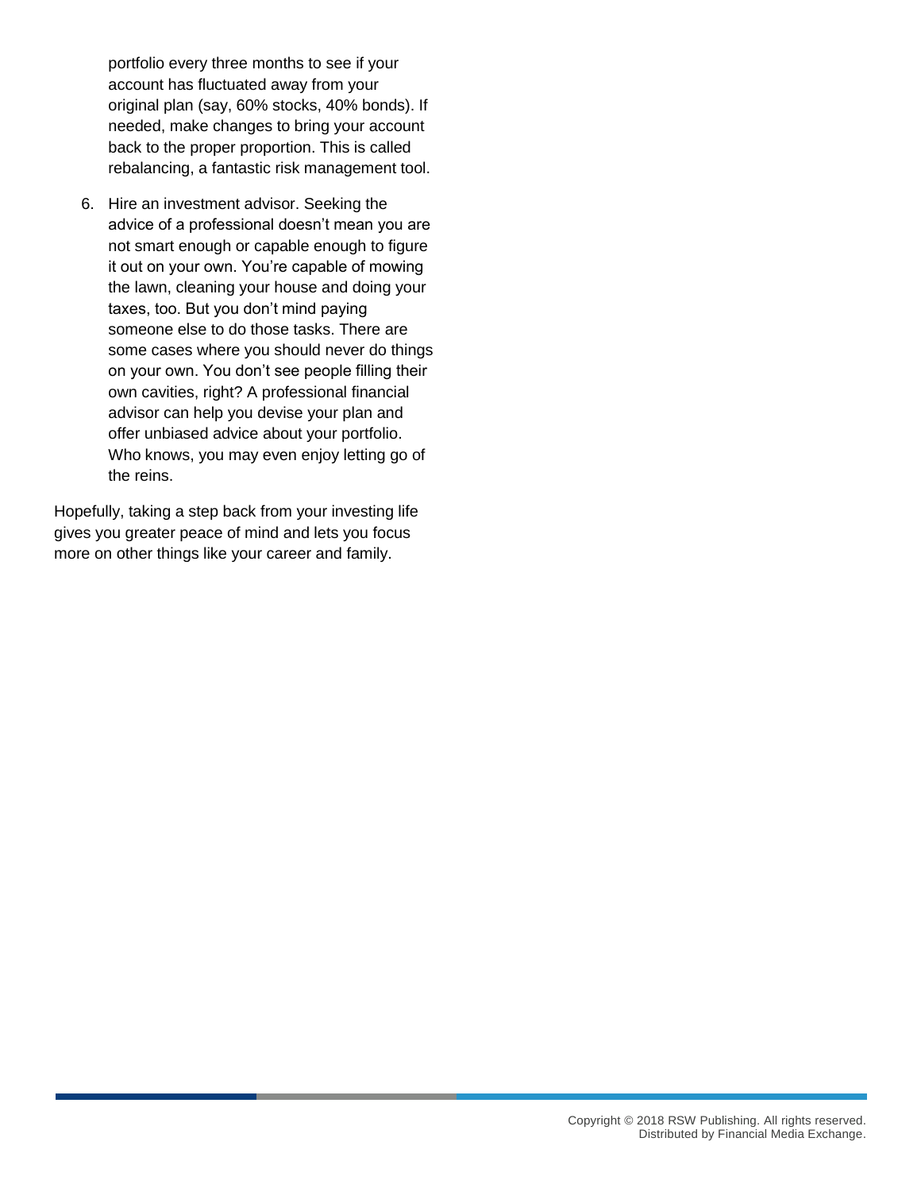portfolio every three months to see if your account has fluctuated away from your original plan (say, 60% stocks, 40% bonds). If needed, make changes to bring your account back to the proper proportion. This is called rebalancing, a fantastic risk management tool.

6. Hire an investment advisor. Seeking the advice of a professional doesn't mean you are not smart enough or capable enough to figure it out on your own. You're capable of mowing the lawn, cleaning your house and doing your taxes, too. But you don't mind paying someone else to do those tasks. There are some cases where you should never do things on your own. You don't see people filling their own cavities, right? A professional financial advisor can help you devise your plan and offer unbiased advice about your portfolio. Who knows, you may even enjoy letting go of the reins.

Hopefully, taking a step back from your investing life gives you greater peace of mind and lets you focus more on other things like your career and family.

Copyright © 2018 RSW Publishing. All rights reserved.
Distributed by Financial Media Exchange.